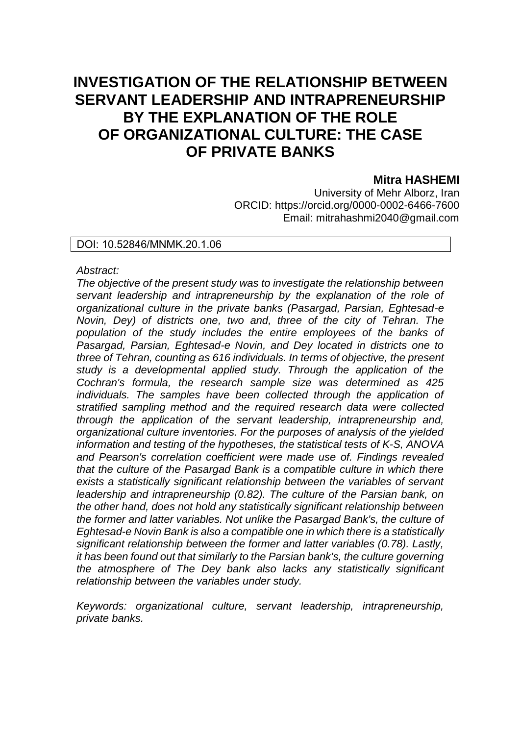# INVESTIGATION OF THE RELATIONSHIP BETWEEN SERVANT LEADERSHIP AND INTRAPRENEURSHIP BY THE EXPLANATION OF THE ROLE OF ORGANIZATIONAL CULTURE: THE CASE OF PRIVATE BANKS

**Mitra HASHEMI**
University of Mehr Alborz, Iran
ORCID: https://orcid.org/0000-0002-6466-7600
Email: mitrahashmi2040@gmail.com

DOI: 10.52846/MNMK.20.1.06

*Abstract:*

*The objective of the present study was to investigate the relationship between servant leadership and intrapreneurship by the explanation of the role of organizational culture in the private banks (Pasargad, Parsian, Eghtesad-e Novin, Dey) of districts one, two and, three of the city of Tehran. The population of the study includes the entire employees of the banks of Pasargad, Parsian, Eghtesad-e Novin, and Dey located in districts one to three of Tehran, counting as 616 individuals. In terms of objective, the present study is a developmental applied study. Through the application of the Cochran's formula, the research sample size was determined as 425 individuals. The samples have been collected through the application of stratified sampling method and the required research data were collected through the application of the servant leadership, intrapreneurship and, organizational culture inventories. For the purposes of analysis of the yielded information and testing of the hypotheses, the statistical tests of K-S, ANOVA and Pearson's correlation coefficient were made use of. Findings revealed that the culture of the Pasargad Bank is a compatible culture in which there exists a statistically significant relationship between the variables of servant leadership and intrapreneurship (0.82). The culture of the Parsian bank, on the other hand, does not hold any statistically significant relationship between the former and latter variables. Not unlike the Pasargad Bank's, the culture of Eghtesad-e Novin Bank is also a compatible one in which there is a statistically significant relationship between the former and latter variables (0.78). Lastly, it has been found out that similarly to the Parsian bank's, the culture governing the atmosphere of The Dey bank also lacks any statistically significant relationship between the variables under study.*

*Keywords: organizational culture, servant leadership, intrapreneurship, private banks.*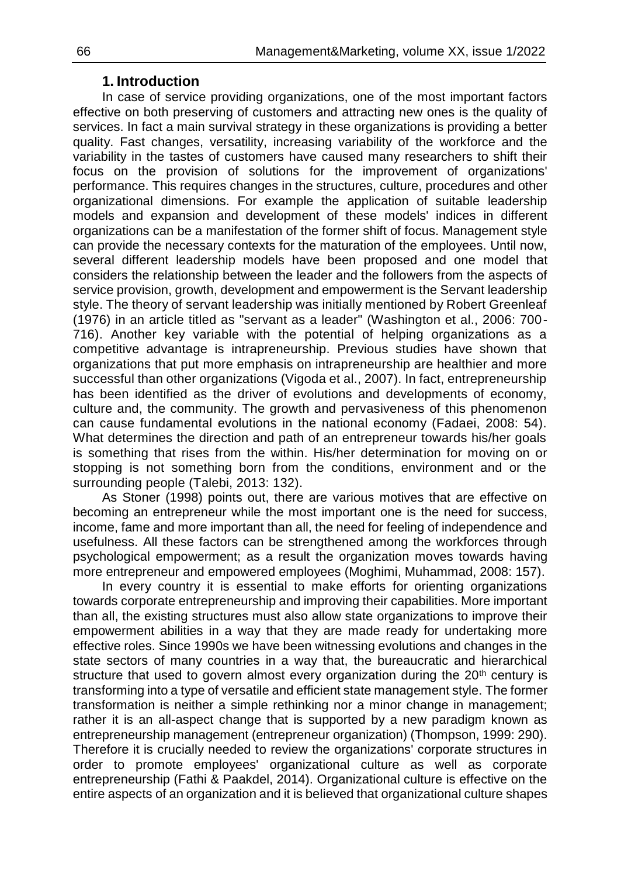## 1. Introduction

In case of service providing organizations, one of the most important factors effective on both preserving of customers and attracting new ones is the quality of services. In fact a main survival strategy in these organizations is providing a better quality. Fast changes, versatility, increasing variability of the workforce and the variability in the tastes of customers have caused many researchers to shift their focus on the provision of solutions for the improvement of organizations' performance. This requires changes in the structures, culture, procedures and other organizational dimensions. For example the application of suitable leadership models and expansion and development of these models' indices in different organizations can be a manifestation of the former shift of focus. Management style can provide the necessary contexts for the maturation of the employees. Until now, several different leadership models have been proposed and one model that considers the relationship between the leader and the followers from the aspects of service provision, growth, development and empowerment is the Servant leadership style. The theory of servant leadership was initially mentioned by Robert Greenleaf (1976) in an article titled as "servant as a leader" (Washington et al., 2006: 700-716). Another key variable with the potential of helping organizations as a competitive advantage is intrapreneurship. Previous studies have shown that organizations that put more emphasis on intrapreneurship are healthier and more successful than other organizations (Vigoda et al., 2007). In fact, entrepreneurship has been identified as the driver of evolutions and developments of economy, culture and, the community. The growth and pervasiveness of this phenomenon can cause fundamental evolutions in the national economy (Fadaei, 2008: 54). What determines the direction and path of an entrepreneur towards his/her goals is something that rises from the within. His/her determination for moving on or stopping is not something born from the conditions, environment and or the surrounding people (Talebi, 2013: 132).

As Stoner (1998) points out, there are various motives that are effective on becoming an entrepreneur while the most important one is the need for success, income, fame and more important than all, the need for feeling of independence and usefulness. All these factors can be strengthened among the workforces through psychological empowerment; as a result the organization moves towards having more entrepreneur and empowered employees (Moghimi, Muhammad, 2008: 157).

In every country it is essential to make efforts for orienting organizations towards corporate entrepreneurship and improving their capabilities. More important than all, the existing structures must also allow state organizations to improve their empowerment abilities in a way that they are made ready for undertaking more effective roles. Since 1990s we have been witnessing evolutions and changes in the state sectors of many countries in a way that, the bureaucratic and hierarchical structure that used to govern almost every organization during the 20th century is transforming into a type of versatile and efficient state management style. The former transformation is neither a simple rethinking nor a minor change in management; rather it is an all-aspect change that is supported by a new paradigm known as entrepreneurship management (entrepreneur organization) (Thompson, 1999: 290). Therefore it is crucially needed to review the organizations' corporate structures in order to promote employees' organizational culture as well as corporate entrepreneurship (Fathi & Paakdel, 2014). Organizational culture is effective on the entire aspects of an organization and it is believed that organizational culture shapes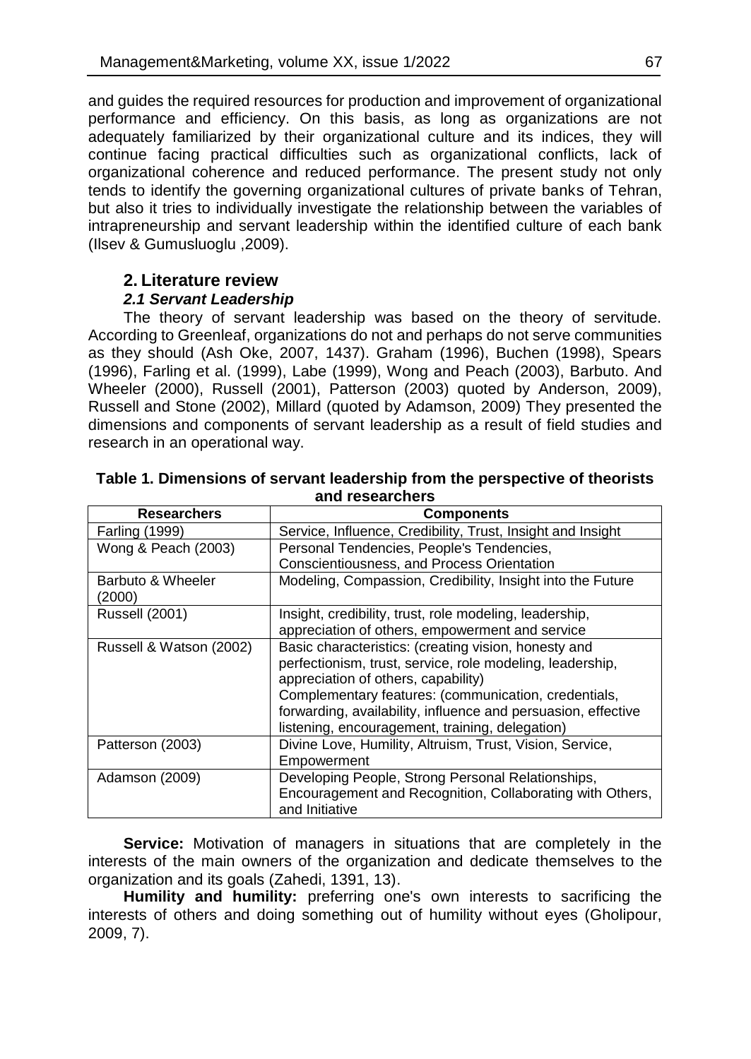and guides the required resources for production and improvement of organizational performance and efficiency. On this basis, as long as organizations are not adequately familiarized by their organizational culture and its indices, they will continue facing practical difficulties such as organizational conflicts, lack of organizational coherence and reduced performance. The present study not only tends to identify the governing organizational cultures of private banks of Tehran, but also it tries to individually investigate the relationship between the variables of intrapreneurship and servant leadership within the identified culture of each bank (Ilsev & Gumusluoglu ,2009).

## 2. Literature review

### 2.1 Servant Leadership

The theory of servant leadership was based on the theory of servitude. According to Greenleaf, organizations do not and perhaps do not serve communities as they should (Ash Oke, 2007, 1437). Graham (1996), Buchen (1998), Spears (1996), Farling et al. (1999), Labe (1999), Wong and Peach (2003), Barbuto. And Wheeler (2000), Russell (2001), Patterson (2003) quoted by Anderson, 2009), Russell and Stone (2002), Millard (quoted by Adamson, 2009) They presented the dimensions and components of servant leadership as a result of field studies and research in an operational way.

**Table 1. Dimensions of servant leadership from the perspective of theorists and researchers**

| Researchers | Components |
|---|---|
| Farling (1999) | Service, Influence, Credibility, Trust, Insight and Insight |
| Wong & Peach (2003) | Personal Tendencies, People's Tendencies, Conscientiousness, and Process Orientation |
| Barbuto & Wheeler (2000) | Modeling, Compassion, Credibility, Insight into the Future |
| Russell (2001) | Insight, credibility, trust, role modeling, leadership, appreciation of others, empowerment and service |
| Russell & Watson (2002) | Basic characteristics: (creating vision, honesty and perfectionism, trust, service, role modeling, leadership, appreciation of others, capability) Complementary features: (communication, credentials, forwarding, availability, influence and persuasion, effective listening, encouragement, training, delegation) |
| Patterson (2003) | Divine Love, Humility, Altruism, Trust, Vision, Service, Empowerment |
| Adamson (2009) | Developing People, Strong Personal Relationships, Encouragement and Recognition, Collaborating with Others, and Initiative |

**Service:** Motivation of managers in situations that are completely in the interests of the main owners of the organization and dedicate themselves to the organization and its goals (Zahedi, 1391, 13).

**Humility and humility:** preferring one's own interests to sacrificing the interests of others and doing something out of humility without eyes (Gholipour, 2009, 7).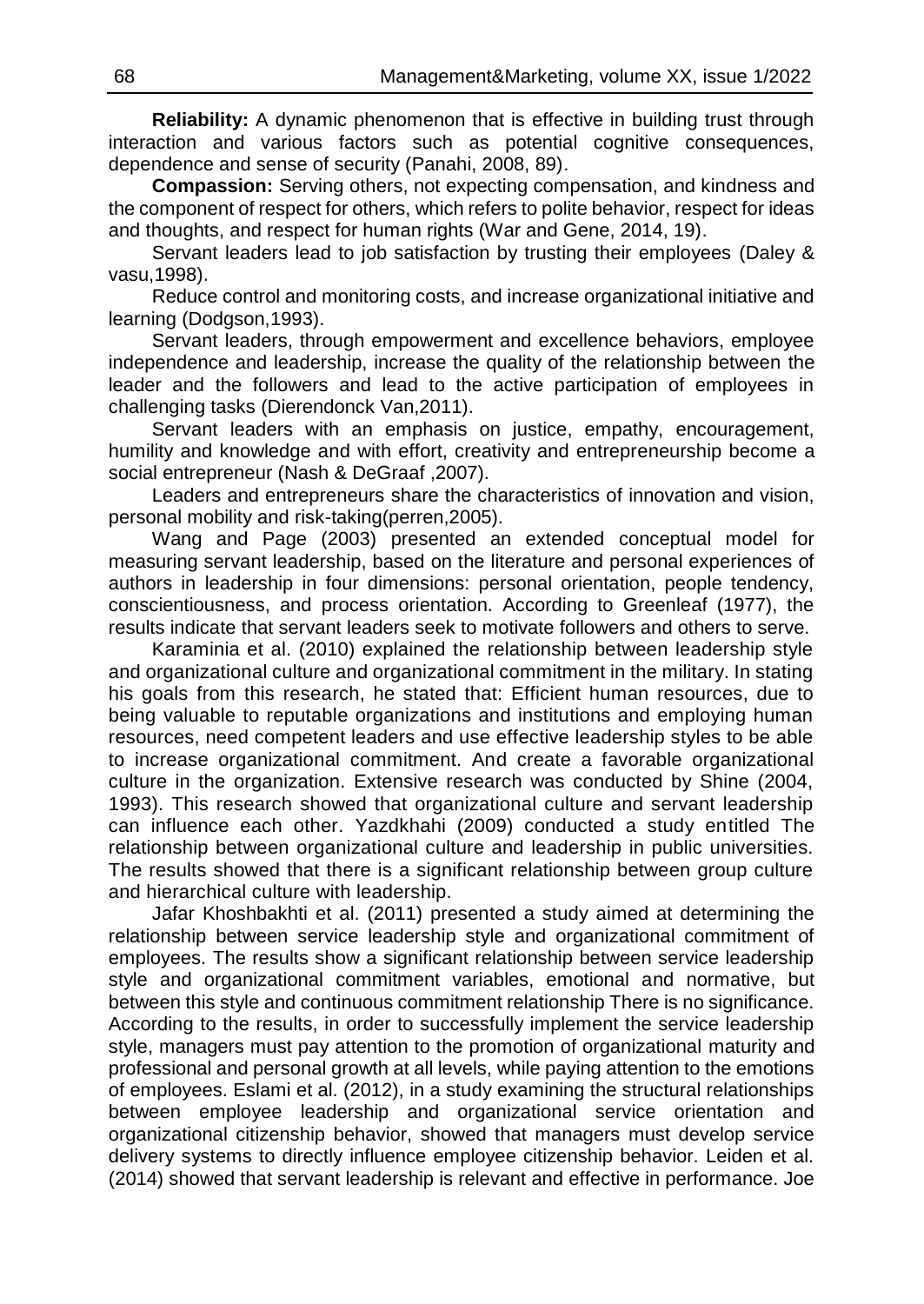**Reliability:** A dynamic phenomenon that is effective in building trust through interaction and various factors such as potential cognitive consequences, dependence and sense of security (Panahi, 2008, 89).

**Compassion:** Serving others, not expecting compensation, and kindness and the component of respect for others, which refers to polite behavior, respect for ideas and thoughts, and respect for human rights (War and Gene, 2014, 19).

Servant leaders lead to job satisfaction by trusting their employees (Daley & vasu,1998).

Reduce control and monitoring costs, and increase organizational initiative and learning (Dodgson,1993).

Servant leaders, through empowerment and excellence behaviors, employee independence and leadership, increase the quality of the relationship between the leader and the followers and lead to the active participation of employees in challenging tasks (Dierendonck Van,2011).

Servant leaders with an emphasis on justice, empathy, encouragement, humility and knowledge and with effort, creativity and entrepreneurship become a social entrepreneur (Nash & DeGraaf ,2007).

Leaders and entrepreneurs share the characteristics of innovation and vision, personal mobility and risk-taking(perren,2005).

Wang and Page (2003) presented an extended conceptual model for measuring servant leadership, based on the literature and personal experiences of authors in leadership in four dimensions: personal orientation, people tendency, conscientiousness, and process orientation. According to Greenleaf (1977), the results indicate that servant leaders seek to motivate followers and others to serve.

Karaminia et al. (2010) explained the relationship between leadership style and organizational culture and organizational commitment in the military. In stating his goals from this research, he stated that: Efficient human resources, due to being valuable to reputable organizations and institutions and employing human resources, need competent leaders and use effective leadership styles to be able to increase organizational commitment. And create a favorable organizational culture in the organization. Extensive research was conducted by Shine (2004, 1993). This research showed that organizational culture and servant leadership can influence each other. Yazdkhahi (2009) conducted a study entitled The relationship between organizational culture and leadership in public universities. The results showed that there is a significant relationship between group culture and hierarchical culture with leadership.

Jafar Khoshbakhti et al. (2011) presented a study aimed at determining the relationship between service leadership style and organizational commitment of employees. The results show a significant relationship between service leadership style and organizational commitment variables, emotional and normative, but between this style and continuous commitment relationship There is no significance. According to the results, in order to successfully implement the service leadership style, managers must pay attention to the promotion of organizational maturity and professional and personal growth at all levels, while paying attention to the emotions of employees. Eslami et al. (2012), in a study examining the structural relationships between employee leadership and organizational service orientation and organizational citizenship behavior, showed that managers must develop service delivery systems to directly influence employee citizenship behavior. Leiden et al. (2014) showed that servant leadership is relevant and effective in performance. Joe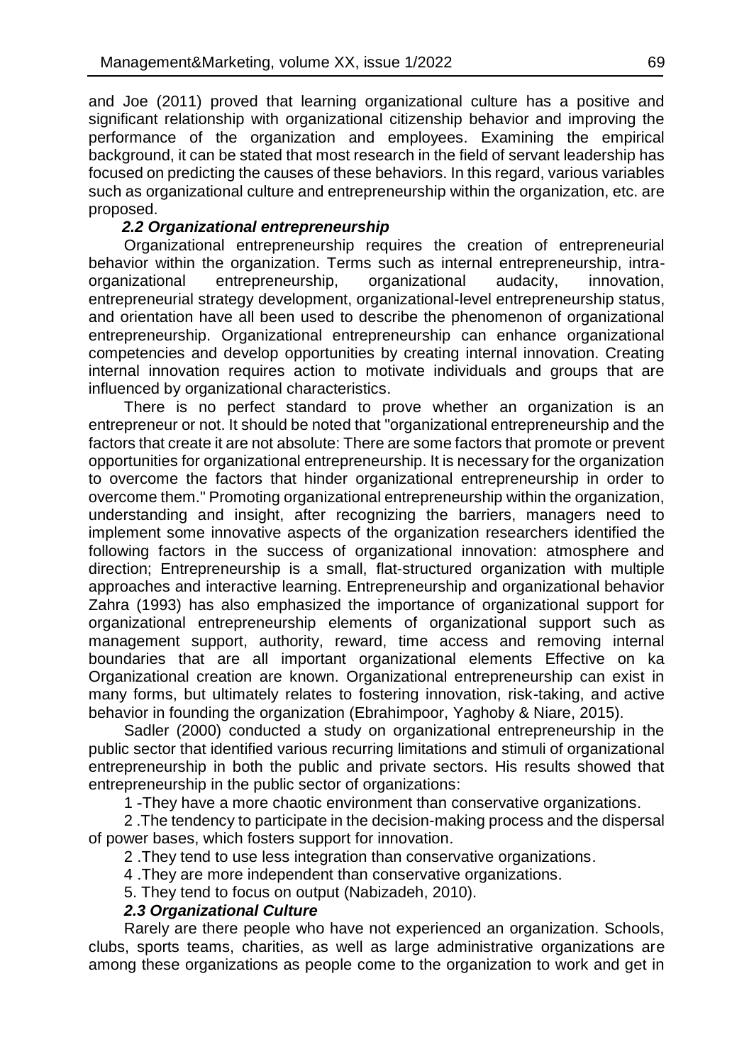and Joe (2011) proved that learning organizational culture has a positive and significant relationship with organizational citizenship behavior and improving the performance of the organization and employees. Examining the empirical background, it can be stated that most research in the field of servant leadership has focused on predicting the causes of these behaviors. In this regard, various variables such as organizational culture and entrepreneurship within the organization, etc. are proposed.

### *2.2 Organizational entrepreneurship*

Organizational entrepreneurship requires the creation of entrepreneurial behavior within the organization. Terms such as internal entrepreneurship, intra-organizational entrepreneurship, organizational audacity, innovation, entrepreneurial strategy development, organizational-level entrepreneurship status, and orientation have all been used to describe the phenomenon of organizational entrepreneurship. Organizational entrepreneurship can enhance organizational competencies and develop opportunities by creating internal innovation. Creating internal innovation requires action to motivate individuals and groups that are influenced by organizational characteristics.

There is no perfect standard to prove whether an organization is an entrepreneur or not. It should be noted that "organizational entrepreneurship and the factors that create it are not absolute: There are some factors that promote or prevent opportunities for organizational entrepreneurship. It is necessary for the organization to overcome the factors that hinder organizational entrepreneurship in order to overcome them." Promoting organizational entrepreneurship within the organization, understanding and insight, after recognizing the barriers, managers need to implement some innovative aspects of the organization researchers identified the following factors in the success of organizational innovation: atmosphere and direction; Entrepreneurship is a small, flat-structured organization with multiple approaches and interactive learning. Entrepreneurship and organizational behavior Zahra (1993) has also emphasized the importance of organizational support for organizational entrepreneurship elements of organizational support such as management support, authority, reward, time access and removing internal boundaries that are all important organizational elements Effective on ka Organizational creation are known. Organizational entrepreneurship can exist in many forms, but ultimately relates to fostering innovation, risk-taking, and active behavior in founding the organization (Ebrahimpoor, Yaghoby & Niare, 2015).

Sadler (2000) conducted a study on organizational entrepreneurship in the public sector that identified various recurring limitations and stimuli of organizational entrepreneurship in both the public and private sectors. His results showed that entrepreneurship in the public sector of organizations:

1 -They have a more chaotic environment than conservative organizations.

2 .The tendency to participate in the decision-making process and the dispersal of power bases, which fosters support for innovation.

2 .They tend to use less integration than conservative organizations.

4 .They are more independent than conservative organizations.

5. They tend to focus on output (Nabizadeh, 2010).

### *2.3 Organizational Culture*

Rarely are there people who have not experienced an organization. Schools, clubs, sports teams, charities, as well as large administrative organizations are among these organizations as people come to the organization to work and get in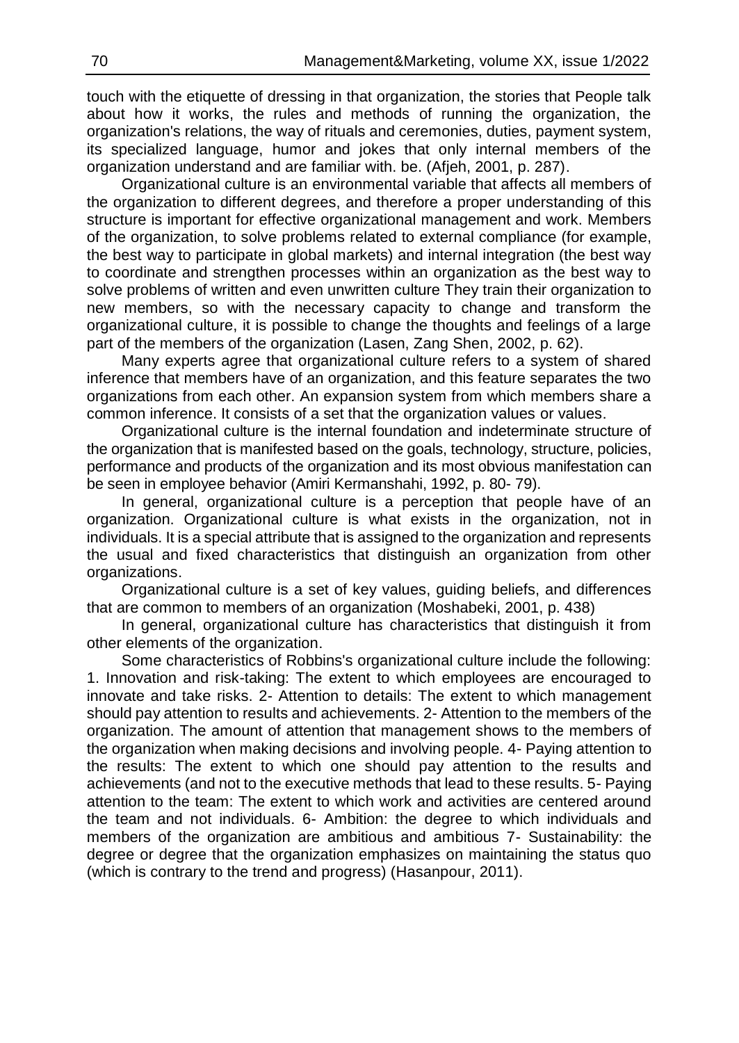touch with the etiquette of dressing in that organization, the stories that People talk about how it works, the rules and methods of running the organization, the organization's relations, the way of rituals and ceremonies, duties, payment system, its specialized language, humor and jokes that only internal members of the organization understand and are familiar with. be. (Afjeh, 2001, p. 287).

Organizational culture is an environmental variable that affects all members of the organization to different degrees, and therefore a proper understanding of this structure is important for effective organizational management and work. Members of the organization, to solve problems related to external compliance (for example, the best way to participate in global markets) and internal integration (the best way to coordinate and strengthen processes within an organization as the best way to solve problems of written and even unwritten culture They train their organization to new members, so with the necessary capacity to change and transform the organizational culture, it is possible to change the thoughts and feelings of a large part of the members of the organization (Lasen, Zang Shen, 2002, p. 62).

Many experts agree that organizational culture refers to a system of shared inference that members have of an organization, and this feature separates the two organizations from each other. An expansion system from which members share a common inference. It consists of a set that the organization values or values.

Organizational culture is the internal foundation and indeterminate structure of the organization that is manifested based on the goals, technology, structure, policies, performance and products of the organization and its most obvious manifestation can be seen in employee behavior (Amiri Kermanshahi, 1992, p. 80- 79).

In general, organizational culture is a perception that people have of an organization. Organizational culture is what exists in the organization, not in individuals. It is a special attribute that is assigned to the organization and represents the usual and fixed characteristics that distinguish an organization from other organizations.

Organizational culture is a set of key values, guiding beliefs, and differences that are common to members of an organization (Moshabeki, 2001, p. 438)

In general, organizational culture has characteristics that distinguish it from other elements of the organization.

Some characteristics of Robbins's organizational culture include the following: 1. Innovation and risk-taking: The extent to which employees are encouraged to innovate and take risks. 2- Attention to details: The extent to which management should pay attention to results and achievements. 2- Attention to the members of the organization. The amount of attention that management shows to the members of the organization when making decisions and involving people. 4- Paying attention to the results: The extent to which one should pay attention to the results and achievements (and not to the executive methods that lead to these results. 5- Paying attention to the team: The extent to which work and activities are centered around the team and not individuals. 6- Ambition: the degree to which individuals and members of the organization are ambitious and ambitious 7- Sustainability: the degree or degree that the organization emphasizes on maintaining the status quo (which is contrary to the trend and progress) (Hasanpour, 2011).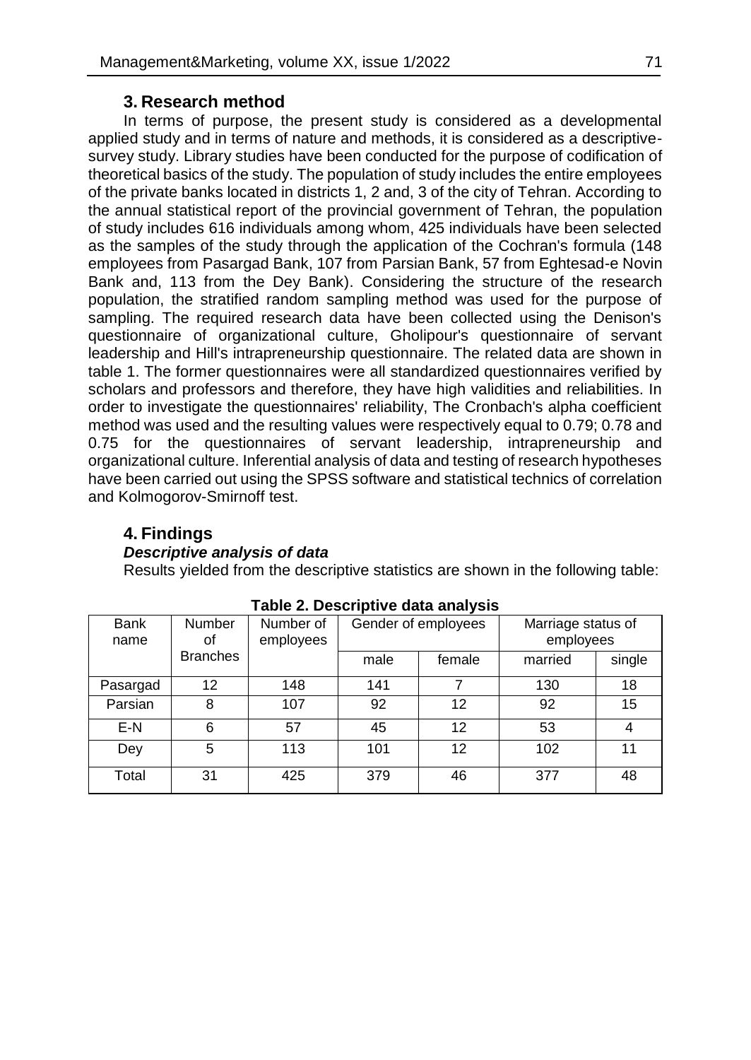## 3. Research method

In terms of purpose, the present study is considered as a developmental applied study and in terms of nature and methods, it is considered as a descriptive-survey study. Library studies have been conducted for the purpose of codification of theoretical basics of the study. The population of study includes the entire employees of the private banks located in districts 1, 2 and, 3 of the city of Tehran. According to the annual statistical report of the provincial government of Tehran, the population of study includes 616 individuals among whom, 425 individuals have been selected as the samples of the study through the application of the Cochran's formula (148 employees from Pasargad Bank, 107 from Parsian Bank, 57 from Eghtesad-e Novin Bank and, 113 from the Dey Bank). Considering the structure of the research population, the stratified random sampling method was used for the purpose of sampling. The required research data have been collected using the Denison's questionnaire of organizational culture, Gholipour's questionnaire of servant leadership and Hill's intrapreneurship questionnaire. The related data are shown in table 1. The former questionnaires were all standardized questionnaires verified by scholars and professors and therefore, they have high validities and reliabilities. In order to investigate the questionnaires' reliability, The Cronbach's alpha coefficient method was used and the resulting values were respectively equal to 0.79; 0.78 and 0.75 for the questionnaires of servant leadership, intrapreneurship and organizational culture. Inferential analysis of data and testing of research hypotheses have been carried out using the SPSS software and statistical technics of correlation and Kolmogorov-Smirnoff test.

## 4. Findings

### *Descriptive analysis of data*

Results yielded from the descriptive statistics are shown in the following table:

**Table 2. Descriptive data analysis**

| Bank name | Number of Branches | Number of employees | Gender of employees | | Marriage status of employees | |
|---|---|---|---|---|---|---|
| | | | male | female | married | single |
| Pasargad | 12 | 148 | 141 | 7 | 130 | 18 |
| Parsian | 8 | 107 | 92 | 12 | 92 | 15 |
| E-N | 6 | 57 | 45 | 12 | 53 | 4 |
| Dey | 5 | 113 | 101 | 12 | 102 | 11 |
| Total | 31 | 425 | 379 | 46 | 377 | 48 |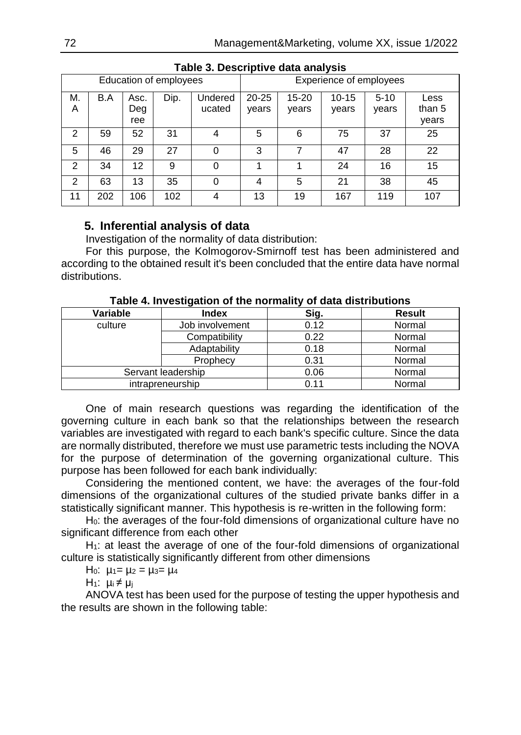**Table 3. Descriptive data analysis**

| Education of employees | | | | | Experience of employees | | | | |
|---|---|---|---|---|---|---|---|---|---|
| M. A | B.A | Asc. Degree | Dip. | Undereducated | 20-25 years | 15-20 years | 10-15 years | 5-10 years | Less than 5 years |
| 2 | 59 | 52 | 31 | 4 | 5 | 6 | 75 | 37 | 25 |
| 5 | 46 | 29 | 27 | 0 | 3 | 7 | 47 | 28 | 22 |
| 2 | 34 | 12 | 9 | 0 | 1 | 1 | 24 | 16 | 15 |
| 2 | 63 | 13 | 35 | 0 | 4 | 5 | 21 | 38 | 45 |
| 11 | 202 | 106 | 102 | 4 | 13 | 19 | 167 | 119 | 107 |

## 5. Inferential analysis of data

Investigation of the normality of data distribution:

For this purpose, the Kolmogorov-Smirnoff test has been administered and according to the obtained result it's been concluded that the entire data have normal distributions.

**Table 4. Investigation of the normality of data distributions**

| Variable | Index | Sig. | Result |
|---|---|---|---|
| culture | Job involvement | 0.12 | Normal |
| | Compatibility | 0.22 | Normal |
| | Adaptability | 0.18 | Normal |
| | Prophecy | 0.31 | Normal |
| Servant leadership | | 0.06 | Normal |
| intrapreneurship | | 0.11 | Normal |

One of main research questions was regarding the identification of the governing culture in each bank so that the relationships between the research variables are investigated with regard to each bank's specific culture. Since the data are normally distributed, therefore we must use parametric tests including the NOVA for the purpose of determination of the governing organizational culture. This purpose has been followed for each bank individually:

Considering the mentioned content, we have: the averages of the four-fold dimensions of the organizational cultures of the studied private banks differ in a statistically significant manner. This hypothesis is re-written in the following form:

$H_0$: the averages of the four-fold dimensions of organizational culture have no significant difference from each other

$H_1$: at least the average of one of the four-fold dimensions of organizational culture is statistically significantly different from other dimensions

$H_0$: $\mu_1 = \mu_2 = \mu_3 = \mu_4$

$H_1$: $\mu_i \neq \mu_j$

ANOVA test has been used for the purpose of testing the upper hypothesis and the results are shown in the following table: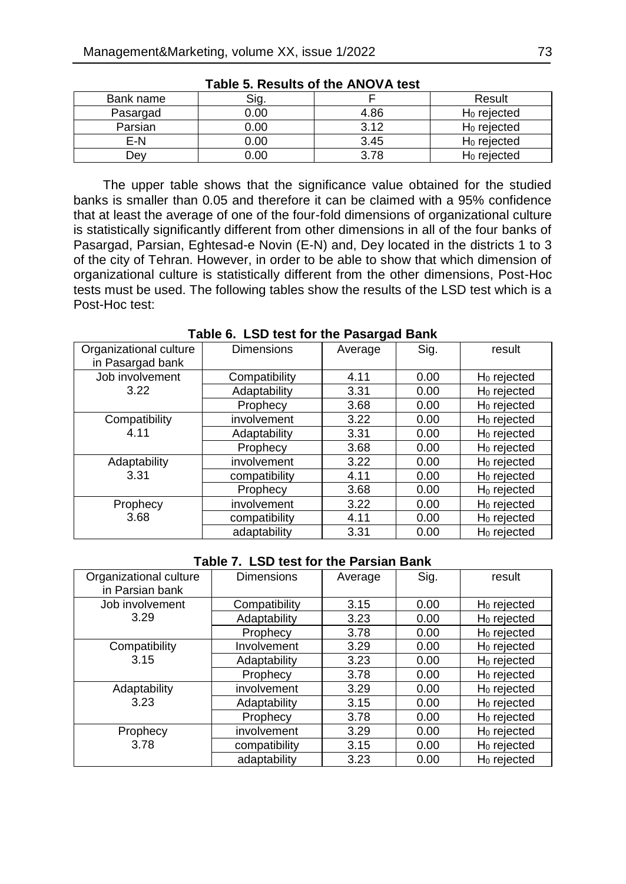**Table 5. Results of the ANOVA test**

| Bank name | Sig. | F | Result |
|---|---|---|---|
| Pasargad | 0.00 | 4.86 | $H_0$ rejected |
| Parsian | 0.00 | 3.12 | $H_0$ rejected |
| E-N | 0.00 | 3.45 | $H_0$ rejected |
| Dey | 0.00 | 3.78 | $H_0$ rejected |

The upper table shows that the significance value obtained for the studied banks is smaller than 0.05 and therefore it can be claimed with a 95% confidence that at least the average of one of the four-fold dimensions of organizational culture is statistically significantly different from other dimensions in all of the four banks of Pasargad, Parsian, Eghtesad-e Novin (E-N) and, Dey located in the districts 1 to 3 of the city of Tehran. However, in order to be able to show that which dimension of organizational culture is statistically different from the other dimensions, Post-Hoc tests must be used. The following tables show the results of the LSD test which is a Post-Hoc test:

**Table 6. LSD test for the Pasargad Bank**

| Organizational culture in Pasargad bank | Dimensions | Average | Sig. | result |
|---|---|---|---|---|
| Job involvement 3.22 | Compatibility | 4.11 | 0.00 | $H_0$ rejected |
| | Adaptability | 3.31 | 0.00 | $H_0$ rejected |
| | Prophecy | 3.68 | 0.00 | $H_0$ rejected |
| Compatibility 4.11 | involvement | 3.22 | 0.00 | $H_0$ rejected |
| | Adaptability | 3.31 | 0.00 | $H_0$ rejected |
| | Prophecy | 3.68 | 0.00 | $H_0$ rejected |
| Adaptability 3.31 | involvement | 3.22 | 0.00 | $H_0$ rejected |
| | compatibility | 4.11 | 0.00 | $H_0$ rejected |
| | Prophecy | 3.68 | 0.00 | $H_0$ rejected |
| Prophecy 3.68 | involvement | 3.22 | 0.00 | $H_0$ rejected |
| | compatibility | 4.11 | 0.00 | $H_0$ rejected |
| | adaptability | 3.31 | 0.00 | $H_0$ rejected |

**Table 7. LSD test for the Parsian Bank**

| Organizational culture in Parsian bank | Dimensions | Average | Sig. | result |
|---|---|---|---|---|
| Job involvement 3.29 | Compatibility | 3.15 | 0.00 | $H_0$ rejected |
| | Adaptability | 3.23 | 0.00 | $H_0$ rejected |
| | Prophecy | 3.78 | 0.00 | $H_0$ rejected |
| Compatibility 3.15 | Involvement | 3.29 | 0.00 | $H_0$ rejected |
| | Adaptability | 3.23 | 0.00 | $H_0$ rejected |
| | Prophecy | 3.78 | 0.00 | $H_0$ rejected |
| Adaptability 3.23 | involvement | 3.29 | 0.00 | $H_0$ rejected |
| | Adaptability | 3.15 | 0.00 | $H_0$ rejected |
| | Prophecy | 3.78 | 0.00 | $H_0$ rejected |
| Prophecy 3.78 | involvement | 3.29 | 0.00 | $H_0$ rejected |
| | compatibility | 3.15 | 0.00 | $H_0$ rejected |
| | adaptability | 3.23 | 0.00 | $H_0$ rejected |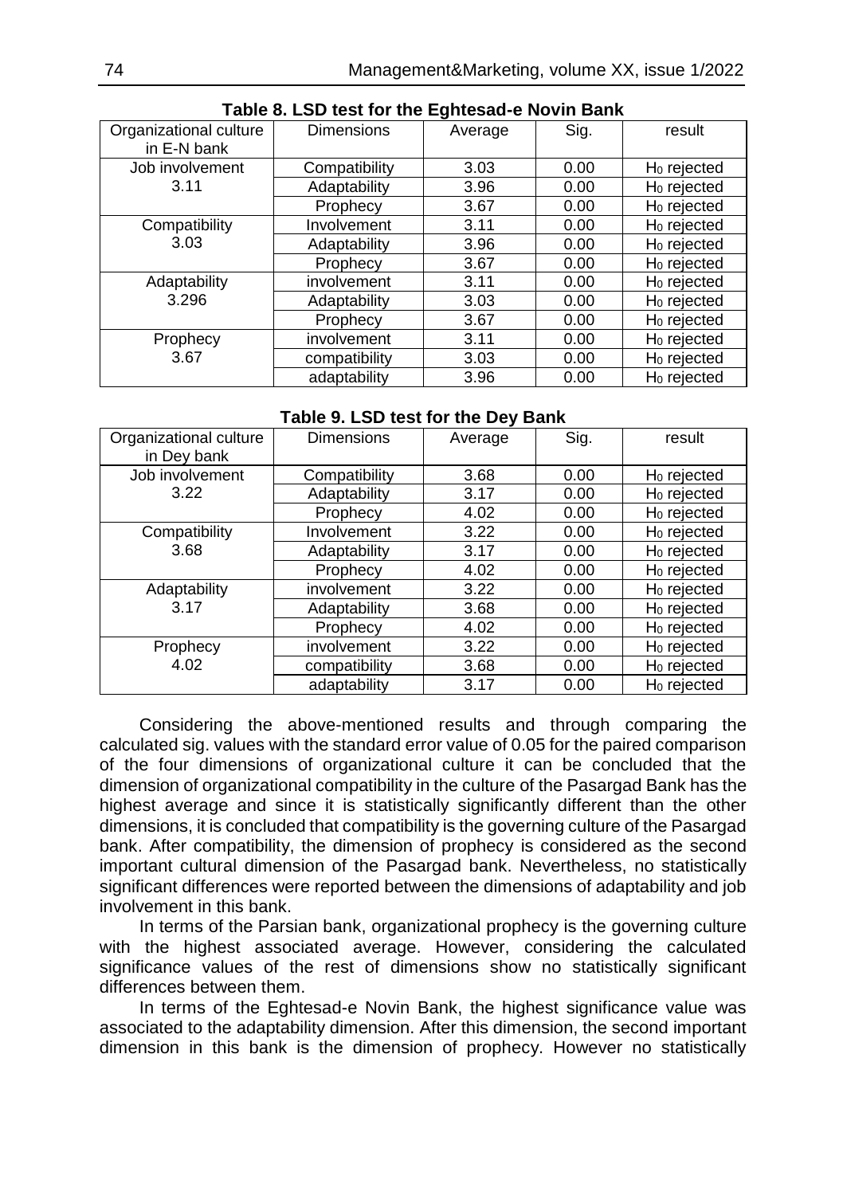**Table 8. LSD test for the Eghtesad-e Novin Bank**

| Organizational culture in E-N bank | Dimensions | Average | Sig. | result |
|---|---|---|---|---|
| Job involvement 3.11 | Compatibility | 3.03 | 0.00 | $H_0$ rejected |
| | Adaptability | 3.96 | 0.00 | $H_0$ rejected |
| | Prophecy | 3.67 | 0.00 | $H_0$ rejected |
| Compatibility 3.03 | Involvement | 3.11 | 0.00 | $H_0$ rejected |
| | Adaptability | 3.96 | 0.00 | $H_0$ rejected |
| | Prophecy | 3.67 | 0.00 | $H_0$ rejected |
| Adaptability 3.296 | involvement | 3.11 | 0.00 | $H_0$ rejected |
| | Adaptability | 3.03 | 0.00 | $H_0$ rejected |
| | Prophecy | 3.67 | 0.00 | $H_0$ rejected |
| Prophecy 3.67 | involvement | 3.11 | 0.00 | $H_0$ rejected |
| | compatibility | 3.03 | 0.00 | $H_0$ rejected |
| | adaptability | 3.96 | 0.00 | $H_0$ rejected |

**Table 9. LSD test for the Dey Bank**

| Organizational culture in Dey bank | Dimensions | Average | Sig. | result |
|---|---|---|---|---|
| Job involvement 3.22 | Compatibility | 3.68 | 0.00 | $H_0$ rejected |
| | Adaptability | 3.17 | 0.00 | $H_0$ rejected |
| | Prophecy | 4.02 | 0.00 | $H_0$ rejected |
| Compatibility 3.68 | Involvement | 3.22 | 0.00 | $H_0$ rejected |
| | Adaptability | 3.17 | 0.00 | $H_0$ rejected |
| | Prophecy | 4.02 | 0.00 | $H_0$ rejected |
| Adaptability 3.17 | involvement | 3.22 | 0.00 | $H_0$ rejected |
| | Adaptability | 3.68 | 0.00 | $H_0$ rejected |
| | Prophecy | 4.02 | 0.00 | $H_0$ rejected |
| Prophecy 4.02 | involvement | 3.22 | 0.00 | $H_0$ rejected |
| | compatibility | 3.68 | 0.00 | $H_0$ rejected |
| | adaptability | 3.17 | 0.00 | $H_0$ rejected |

Considering the above-mentioned results and through comparing the calculated sig. values with the standard error value of 0.05 for the paired comparison of the four dimensions of organizational culture it can be concluded that the dimension of organizational compatibility in the culture of the Pasargad Bank has the highest average and since it is statistically significantly different than the other dimensions, it is concluded that compatibility is the governing culture of the Pasargad bank. After compatibility, the dimension of prophecy is considered as the second important cultural dimension of the Pasargad bank. Nevertheless, no statistically significant differences were reported between the dimensions of adaptability and job involvement in this bank.

In terms of the Parsian bank, organizational prophecy is the governing culture with the highest associated average. However, considering the calculated significance values of the rest of dimensions show no statistically significant differences between them.

In terms of the Eghtesad-e Novin Bank, the highest significance value was associated to the adaptability dimension. After this dimension, the second important dimension in this bank is the dimension of prophecy. However no statistically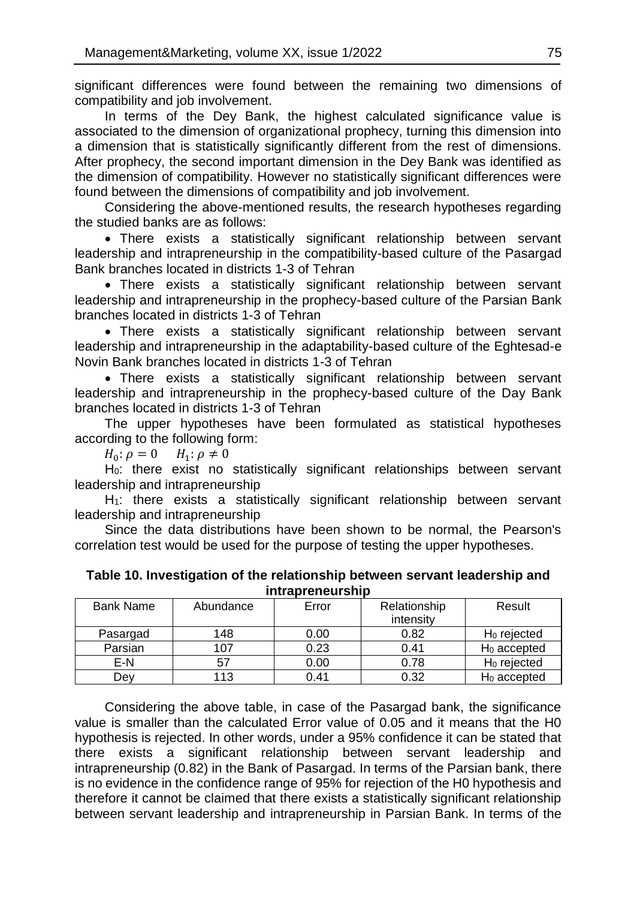significant differences were found between the remaining two dimensions of compatibility and job involvement.

In terms of the Dey Bank, the highest calculated significance value is associated to the dimension of organizational prophecy, turning this dimension into a dimension that is statistically significantly different from the rest of dimensions. After prophecy, the second important dimension in the Dey Bank was identified as the dimension of compatibility. However no statistically significant differences were found between the dimensions of compatibility and job involvement.

Considering the above-mentioned results, the research hypotheses regarding the studied banks are as follows:

- There exists a statistically significant relationship between servant leadership and intrapreneurship in the compatibility-based culture of the Pasargad Bank branches located in districts 1-3 of Tehran
- There exists a statistically significant relationship between servant leadership and intrapreneurship in the prophecy-based culture of the Parsian Bank branches located in districts 1-3 of Tehran
- There exists a statistically significant relationship between servant leadership and intrapreneurship in the adaptability-based culture of the Eghtesad-e Novin Bank branches located in districts 1-3 of Tehran
- There exists a statistically significant relationship between servant leadership and intrapreneurship in the prophecy-based culture of the Day Bank branches located in districts 1-3 of Tehran

The upper hypotheses have been formulated as statistical hypotheses according to the following form:

$H_0: \rho = 0 \quad H_1: \rho \neq 0$

$H_0$: there exist no statistically significant relationships between servant leadership and intrapreneurship

$H_1$: there exists a statistically significant relationship between servant leadership and intrapreneurship

Since the data distributions have been shown to be normal, the Pearson's correlation test would be used for the purpose of testing the upper hypotheses.

**Table 10. Investigation of the relationship between servant leadership and intrapreneurship**

| Bank Name | Abundance | Error | Relationship intensity | Result |
|---|---|---|---|---|
| Pasargad | 148 | 0.00 | 0.82 | $H_0$ rejected |
| Parsian | 107 | 0.23 | 0.41 | $H_0$ accepted |
| E-N | 57 | 0.00 | 0.78 | $H_0$ rejected |
| Dey | 113 | 0.41 | 0.32 | $H_0$ accepted |

Considering the above table, in case of the Pasargad bank, the significance value is smaller than the calculated Error value of 0.05 and it means that the H0 hypothesis is rejected. In other words, under a 95% confidence it can be stated that there exists a significant relationship between servant leadership and intrapreneurship (0.82) in the Bank of Pasargad. In terms of the Parsian bank, there is no evidence in the confidence range of 95% for rejection of the H0 hypothesis and therefore it cannot be claimed that there exists a statistically significant relationship between servant leadership and intrapreneurship in Parsian Bank. In terms of the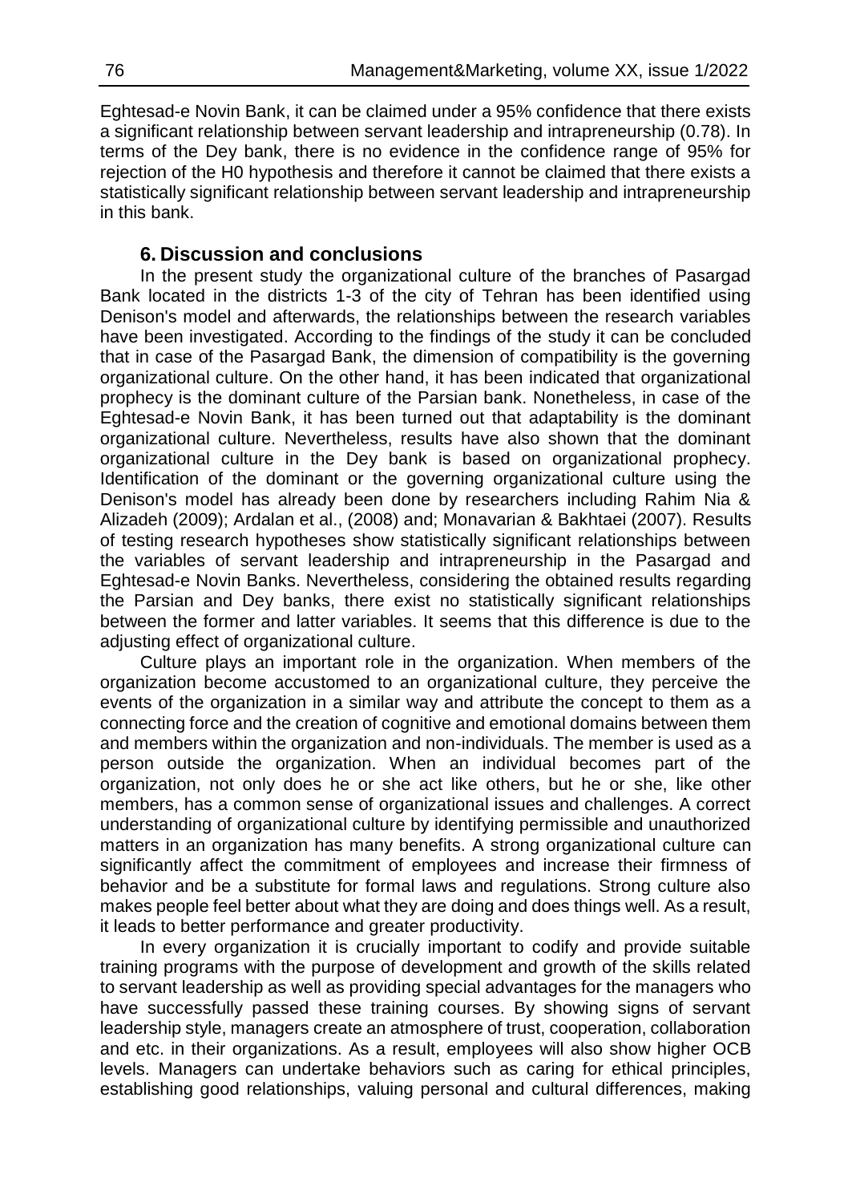Eghtesad-e Novin Bank, it can be claimed under a 95% confidence that there exists a significant relationship between servant leadership and intrapreneurship (0.78). In terms of the Dey bank, there is no evidence in the confidence range of 95% for rejection of the H0 hypothesis and therefore it cannot be claimed that there exists a statistically significant relationship between servant leadership and intrapreneurship in this bank.

## 6. Discussion and conclusions

In the present study the organizational culture of the branches of Pasargad Bank located in the districts 1-3 of the city of Tehran has been identified using Denison's model and afterwards, the relationships between the research variables have been investigated. According to the findings of the study it can be concluded that in case of the Pasargad Bank, the dimension of compatibility is the governing organizational culture. On the other hand, it has been indicated that organizational prophecy is the dominant culture of the Parsian bank. Nonetheless, in case of the Eghtesad-e Novin Bank, it has been turned out that adaptability is the dominant organizational culture. Nevertheless, results have also shown that the dominant organizational culture in the Dey bank is based on organizational prophecy. Identification of the dominant or the governing organizational culture using the Denison's model has already been done by researchers including Rahim Nia & Alizadeh (2009); Ardalan et al., (2008) and; Monavarian & Bakhtaei (2007). Results of testing research hypotheses show statistically significant relationships between the variables of servant leadership and intrapreneurship in the Pasargad and Eghtesad-e Novin Banks. Nevertheless, considering the obtained results regarding the Parsian and Dey banks, there exist no statistically significant relationships between the former and latter variables. It seems that this difference is due to the adjusting effect of organizational culture.

Culture plays an important role in the organization. When members of the organization become accustomed to an organizational culture, they perceive the events of the organization in a similar way and attribute the concept to them as a connecting force and the creation of cognitive and emotional domains between them and members within the organization and non-individuals. The member is used as a person outside the organization. When an individual becomes part of the organization, not only does he or she act like others, but he or she, like other members, has a common sense of organizational issues and challenges. A correct understanding of organizational culture by identifying permissible and unauthorized matters in an organization has many benefits. A strong organizational culture can significantly affect the commitment of employees and increase their firmness of behavior and be a substitute for formal laws and regulations. Strong culture also makes people feel better about what they are doing and does things well. As a result, it leads to better performance and greater productivity.

In every organization it is crucially important to codify and provide suitable training programs with the purpose of development and growth of the skills related to servant leadership as well as providing special advantages for the managers who have successfully passed these training courses. By showing signs of servant leadership style, managers create an atmosphere of trust, cooperation, collaboration and etc. in their organizations. As a result, employees will also show higher OCB levels. Managers can undertake behaviors such as caring for ethical principles, establishing good relationships, valuing personal and cultural differences, making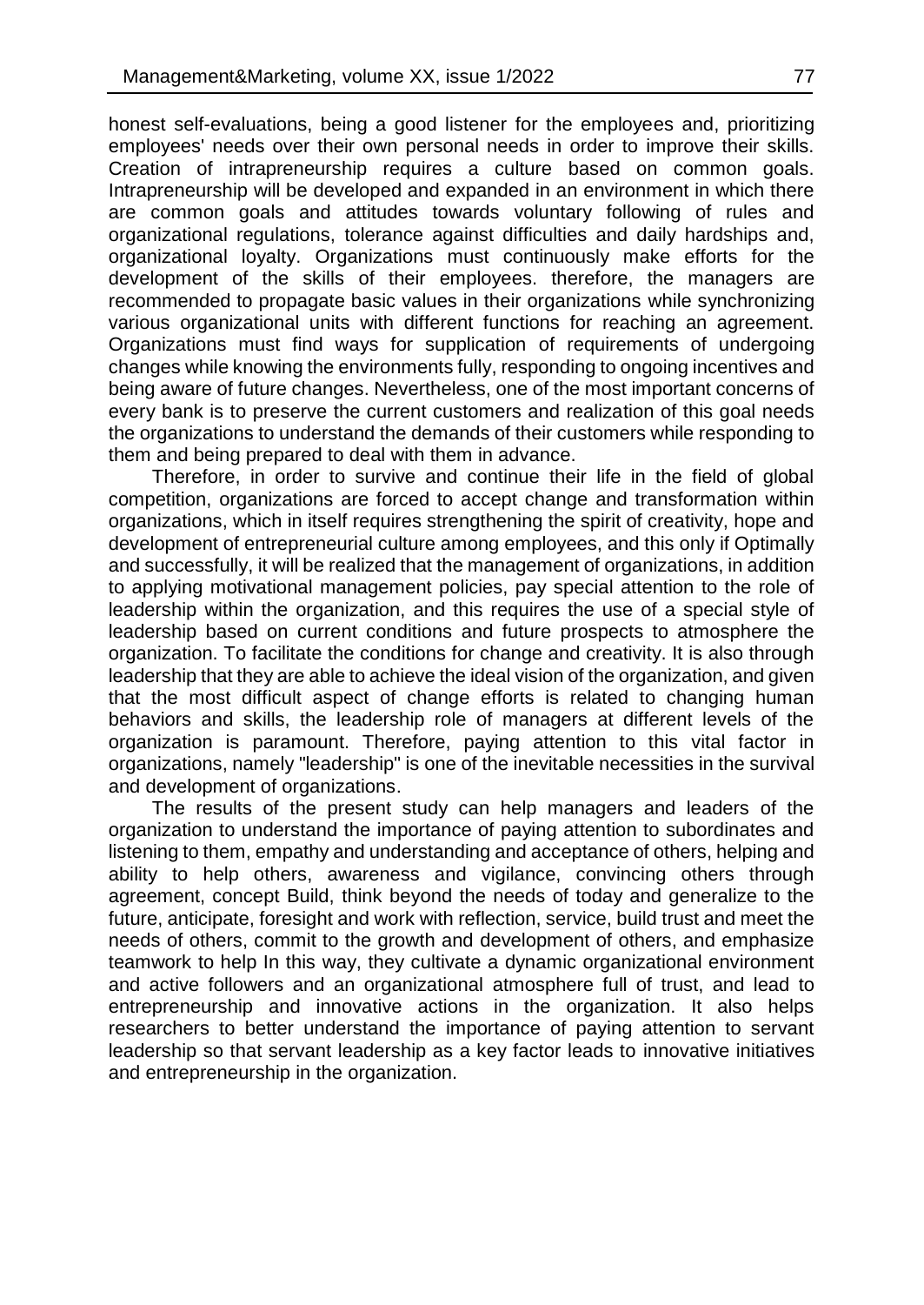honest self-evaluations, being a good listener for the employees and, prioritizing employees' needs over their own personal needs in order to improve their skills. Creation of intrapreneurship requires a culture based on common goals. Intrapreneurship will be developed and expanded in an environment in which there are common goals and attitudes towards voluntary following of rules and organizational regulations, tolerance against difficulties and daily hardships and, organizational loyalty. Organizations must continuously make efforts for the development of the skills of their employees. therefore, the managers are recommended to propagate basic values in their organizations while synchronizing various organizational units with different functions for reaching an agreement. Organizations must find ways for supplication of requirements of undergoing changes while knowing the environments fully, responding to ongoing incentives and being aware of future changes. Nevertheless, one of the most important concerns of every bank is to preserve the current customers and realization of this goal needs the organizations to understand the demands of their customers while responding to them and being prepared to deal with them in advance.

Therefore, in order to survive and continue their life in the field of global competition, organizations are forced to accept change and transformation within organizations, which in itself requires strengthening the spirit of creativity, hope and development of entrepreneurial culture among employees, and this only if Optimally and successfully, it will be realized that the management of organizations, in addition to applying motivational management policies, pay special attention to the role of leadership within the organization, and this requires the use of a special style of leadership based on current conditions and future prospects to atmosphere the organization. To facilitate the conditions for change and creativity. It is also through leadership that they are able to achieve the ideal vision of the organization, and given that the most difficult aspect of change efforts is related to changing human behaviors and skills, the leadership role of managers at different levels of the organization is paramount. Therefore, paying attention to this vital factor in organizations, namely "leadership" is one of the inevitable necessities in the survival and development of organizations.

The results of the present study can help managers and leaders of the organization to understand the importance of paying attention to subordinates and listening to them, empathy and understanding and acceptance of others, helping and ability to help others, awareness and vigilance, convincing others through agreement, concept Build, think beyond the needs of today and generalize to the future, anticipate, foresight and work with reflection, service, build trust and meet the needs of others, commit to the growth and development of others, and emphasize teamwork to help In this way, they cultivate a dynamic organizational environment and active followers and an organizational atmosphere full of trust, and lead to entrepreneurship and innovative actions in the organization. It also helps researchers to better understand the importance of paying attention to servant leadership so that servant leadership as a key factor leads to innovative initiatives and entrepreneurship in the organization.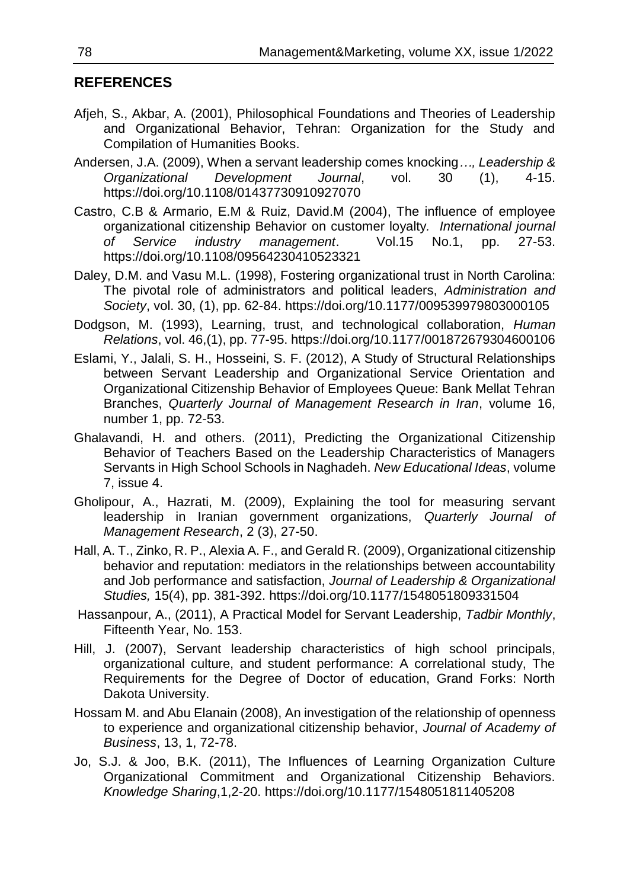## REFERENCES

Afjeh, S., Akbar, A. (2001), Philosophical Foundations and Theories of Leadership and Organizational Behavior, Tehran: Organization for the Study and Compilation of Humanities Books.

Andersen, J.A. (2009), When a servant leadership comes knocking*…, Leadership & Organizational Development Journal*, vol. 30 (1), 4-15. https://doi.org/10.1108/01437730910927070

Castro, C.B & Armario, E.M & Ruiz, David.M (2004), The influence of employee organizational citizenship Behavior on customer loyalty*. International journal of Service industry management*. Vol.15 No.1, pp. 27-53. https://doi.org/10.1108/09564230410523321

Daley, D.M. and Vasu M.L. (1998), Fostering organizational trust in North Carolina: The pivotal role of administrators and political leaders, *Administration and Society*, vol. 30, (1), pp. 62-84. https://doi.org/10.1177/009539979803000105

Dodgson, M. (1993), Learning, trust, and technological collaboration, *Human Relations*, vol. 46,(1), pp. 77-95. https://doi.org/10.1177/001872679304600106

Eslami, Y., Jalali, S. H., Hosseini, S. F. (2012), A Study of Structural Relationships between Servant Leadership and Organizational Service Orientation and Organizational Citizenship Behavior of Employees Queue: Bank Mellat Tehran Branches, *Quarterly Journal of Management Research in Iran*, volume 16, number 1, pp. 72-53.

Ghalavandi, H. and others. (2011), Predicting the Organizational Citizenship Behavior of Teachers Based on the Leadership Characteristics of Managers Servants in High School Schools in Naghadeh. *New Educational Ideas*, volume 7, issue 4.

Gholipour, A., Hazrati, M. (2009), Explaining the tool for measuring servant leadership in Iranian government organizations, *Quarterly Journal of Management Research*, 2 (3), 27-50.

Hall, A. T., Zinko, R. P., Alexia A. F., and Gerald R. (2009), Organizational citizenship behavior and reputation: mediators in the relationships between accountability and Job performance and satisfaction, *Journal of Leadership & Organizational Studies,* 15(4), pp. 381-392. https://doi.org/10.1177/1548051809331504

Hassanpour, A., (2011), A Practical Model for Servant Leadership, *Tadbir Monthly*, Fifteenth Year, No. 153.

Hill, J. (2007), Servant leadership characteristics of high school principals, organizational culture, and student performance: A correlational study, The Requirements for the Degree of Doctor of education, Grand Forks: North Dakota University.

Hossam M. and Abu Elanain (2008), An investigation of the relationship of openness to experience and organizational citizenship behavior, *Journal of Academy of Business*, 13, 1, 72-78.

Jo, S.J. & Joo, B.K. (2011), The Influences of Learning Organization Culture Organizational Commitment and Organizational Citizenship Behaviors. *Knowledge Sharing*,1,2-20. https://doi.org/10.1177/1548051811405208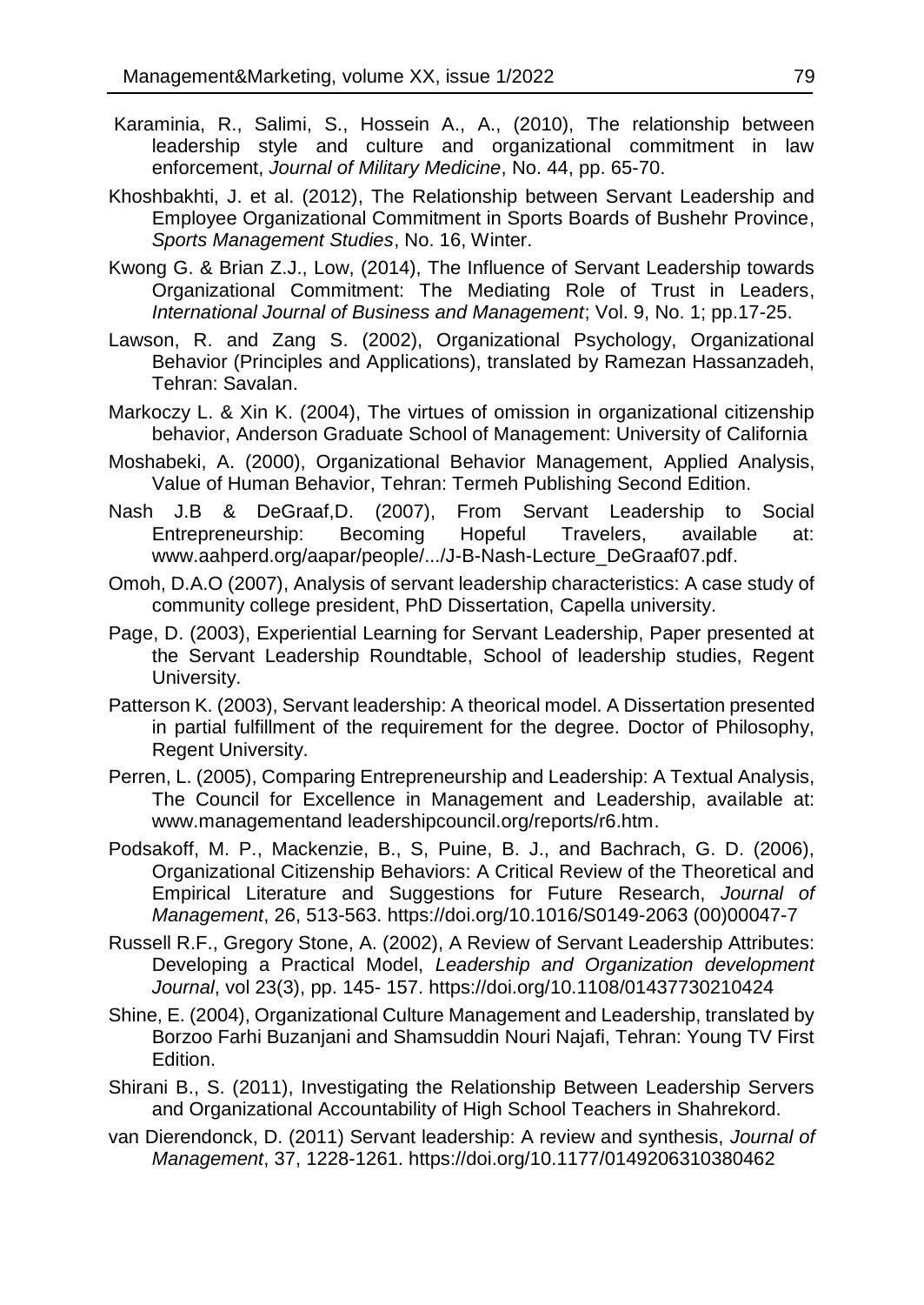Karaminia, R., Salimi, S., Hossein A., A., (2010), The relationship between leadership style and culture and organizational commitment in law enforcement, *Journal of Military Medicine*, No. 44, pp. 65-70.

Khoshbakhti, J. et al. (2012), The Relationship between Servant Leadership and Employee Organizational Commitment in Sports Boards of Bushehr Province, *Sports Management Studies*, No. 16, Winter.

Kwong G. & Brian Z.J., Low, (2014), The Influence of Servant Leadership towards Organizational Commitment: The Mediating Role of Trust in Leaders, *International Journal of Business and Management*; Vol. 9, No. 1; pp.17-25.

Lawson, R. and Zang S. (2002), Organizational Psychology, Organizational Behavior (Principles and Applications), translated by Ramezan Hassanzadeh, Tehran: Savalan.

Markoczy L. & Xin K. (2004), The virtues of omission in organizational citizenship behavior, Anderson Graduate School of Management: University of California

Moshabeki, A. (2000), Organizational Behavior Management, Applied Analysis, Value of Human Behavior, Tehran: Termeh Publishing Second Edition.

Nash J.B & DeGraaf,D. (2007), From Servant Leadership to Social Entrepreneurship: Becoming Hopeful Travelers, available at: www.aahperd.org/aapar/people/.../J-B-Nash-Lecture_DeGraaf07.pdf.

Omoh, D.A.O (2007), Analysis of servant leadership characteristics: A case study of community college president, PhD Dissertation, Capella university.

Page, D. (2003), Experiential Learning for Servant Leadership, Paper presented at the Servant Leadership Roundtable, School of leadership studies, Regent University.

Patterson K. (2003), Servant leadership: A theorical model. A Dissertation presented in partial fulfillment of the requirement for the degree. Doctor of Philosophy, Regent University.

Perren, L. (2005), Comparing Entrepreneurship and Leadership: A Textual Analysis, The Council for Excellence in Management and Leadership, available at: www.managementand leadershipcouncil.org/reports/r6.htm.

Podsakoff, M. P., Mackenzie, B., S, Puine, B. J., and Bachrach, G. D. (2006), Organizational Citizenship Behaviors: A Critical Review of the Theoretical and Empirical Literature and Suggestions for Future Research, *Journal of Management*, 26, 513-563. https://doi.org/10.1016/S0149-2063 (00)00047-7

Russell R.F., Gregory Stone, A. (2002), A Review of Servant Leadership Attributes: Developing a Practical Model, *Leadership and Organization development Journal*, vol 23(3), pp. 145- 157. https://doi.org/10.1108/01437730210424

Shine, E. (2004), Organizational Culture Management and Leadership, translated by Borzoo Farhi Buzanjani and Shamsuddin Nouri Najafi, Tehran: Young TV First Edition.

Shirani B., S. (2011), Investigating the Relationship Between Leadership Servers and Organizational Accountability of High School Teachers in Shahrekord.

van Dierendonck, D. (2011) Servant leadership: A review and synthesis, *Journal of Management*, 37, 1228-1261. https://doi.org/10.1177/0149206310380462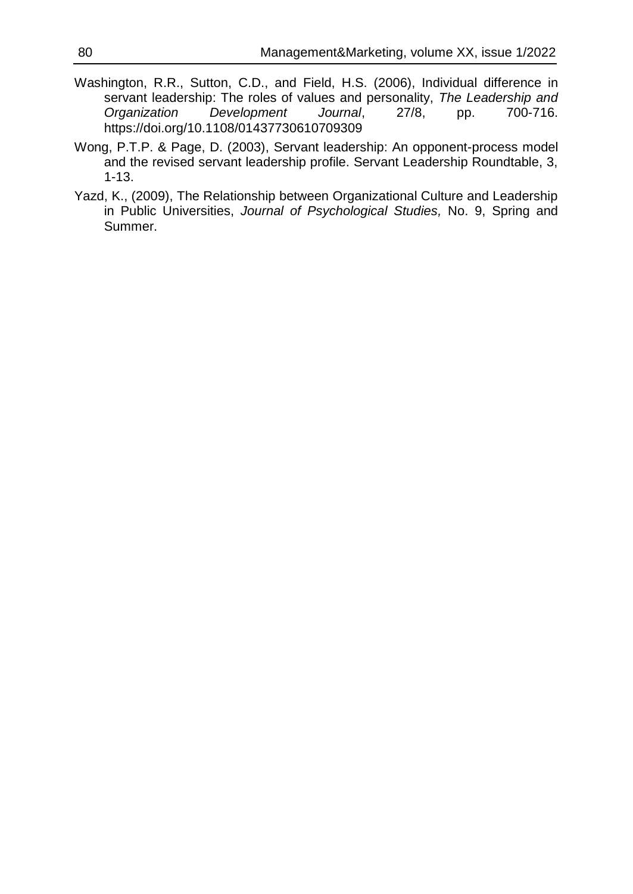Washington, R.R., Sutton, C.D., and Field, H.S. (2006), Individual difference in servant leadership: The roles of values and personality, *The Leadership and Organization Development Journal*, 27/8, pp. 700-716. https://doi.org/10.1108/01437730610709309

Wong, P.T.P. & Page, D. (2003), Servant leadership: An opponent-process model and the revised servant leadership profile. Servant Leadership Roundtable, 3, 1-13.

Yazd, K., (2009), The Relationship between Organizational Culture and Leadership in Public Universities, *Journal of Psychological Studies,* No. 9, Spring and Summer.